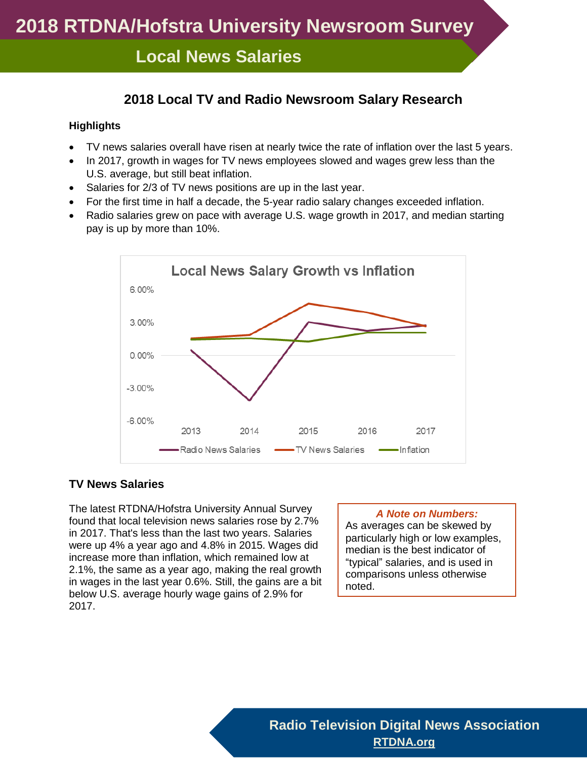# 2018 RTDNA/Hofstra University Newsroom Survey

## Local News Salaries

### 2018 Local TV and Radio Newsroom Salary Research

**Highlights**

- TV news salaries overall have risen at nearly twice the rate of inflation over the last 5 years.
- In 2017, growth in wages for TV news employees slowed and wages grew less than the U.S. average, but still beat inflation.
- Salaries for 2/3 of TV news positions are up in the last year.
- For the first time in half a decade, the 5-year radio salary changes exceeded inflation.
- Radio salaries grew on pace with average U.S. wage growth in 2017, and median starting pay is up by more than 10%.

Local News Salary Growth vs Inflation

### TV News Salaries

The latest RTDNA/Hofstra University Annual Survey found that local television news salaries rose by 2.7% in 2017. That's less than the last two years. Salaries were up 4% a year ago and 4.8% in 2015. Wages did increase more than inflation, which remained low at 2.1%, the same as a year ago, making the real growth in wages in the last year 0.6%. Still, the gains are a bit below U.S. average hourly wage gains of 2.9% for 2017.

> ***A Note on Numbers:***
> As averages can be skewed by particularly high or low examples, median is the best indicator of "typical" salaries, and is used in comparisons unless otherwise noted.

Radio Television Digital News Association
RTDNA.org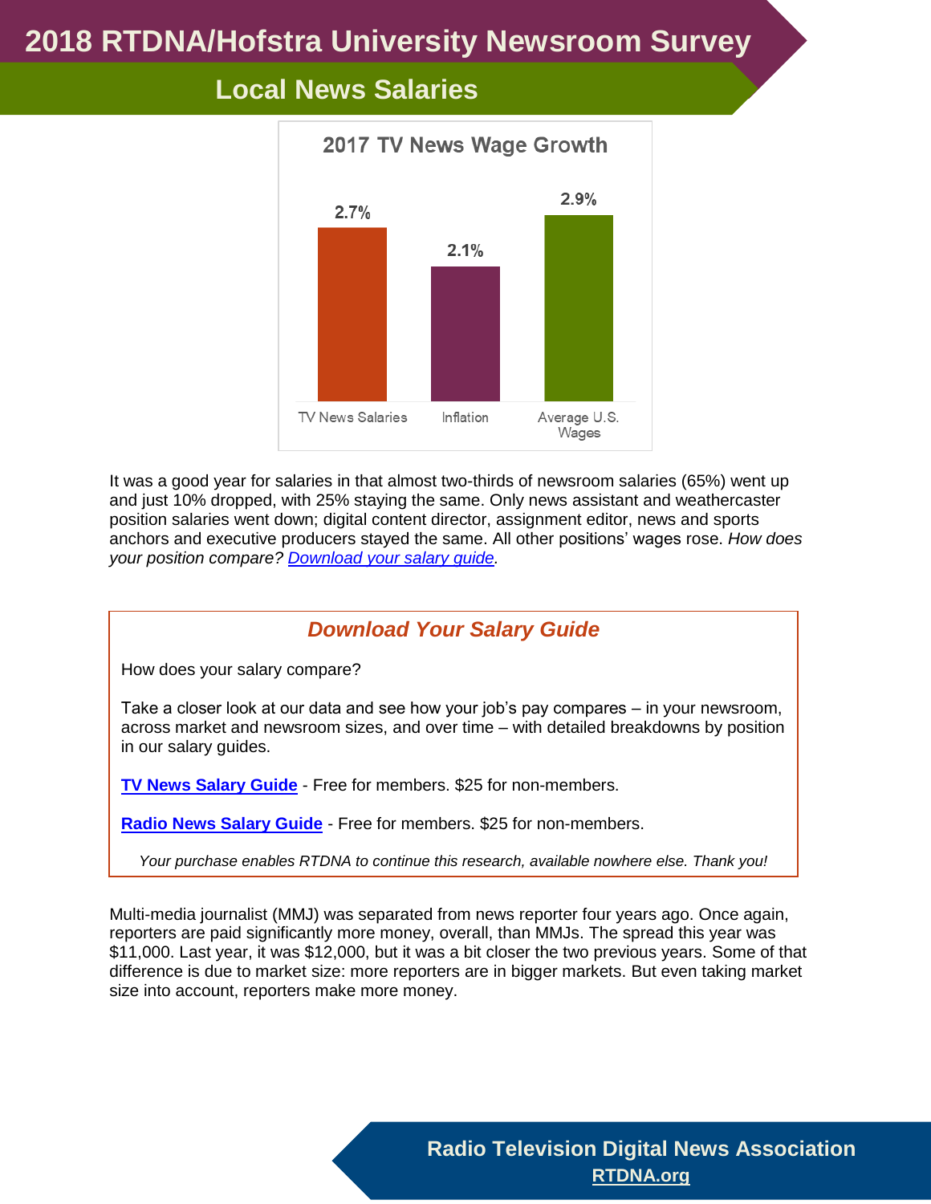# 2018 RTDNA/Hofstra University Newsroom Survey

## Local News Salaries

### 2017 TV News Wage Growth

| TV News Salaries | Inflation | Average U.S. Wages |
|---|---|---|
| 2.7% | 2.1% | 2.9% |

It was a good year for salaries in that almost two-thirds of newsroom salaries (65%) went up and just 10% dropped, with 25% staying the same. Only news assistant and weathercaster position salaries went down; digital content director, assignment editor, news and sports anchors and executive producers stayed the same. All other positions' wages rose. *How does your position compare?* *Download your salary guide*.

### *Download Your Salary Guide*

How does your salary compare?

Take a closer look at our data and see how your job's pay compares – in your newsroom, across market and newsroom sizes, and over time – with detailed breakdowns by position in our salary guides.

**TV News Salary Guide** - Free for members. $25 for non-members.

**Radio News Salary Guide** - Free for members. $25 for non-members.

*Your purchase enables RTDNA to continue this research, available nowhere else. Thank you!*

Multi-media journalist (MMJ) was separated from news reporter four years ago. Once again, reporters are paid significantly more money, overall, than MMJs. The spread this year was $11,000. Last year, it was $12,000, but it was a bit closer the two previous years. Some of that difference is due to market size: more reporters are in bigger markets. But even taking market size into account, reporters make more money.

**Radio Television Digital News Association**
RTDNA.org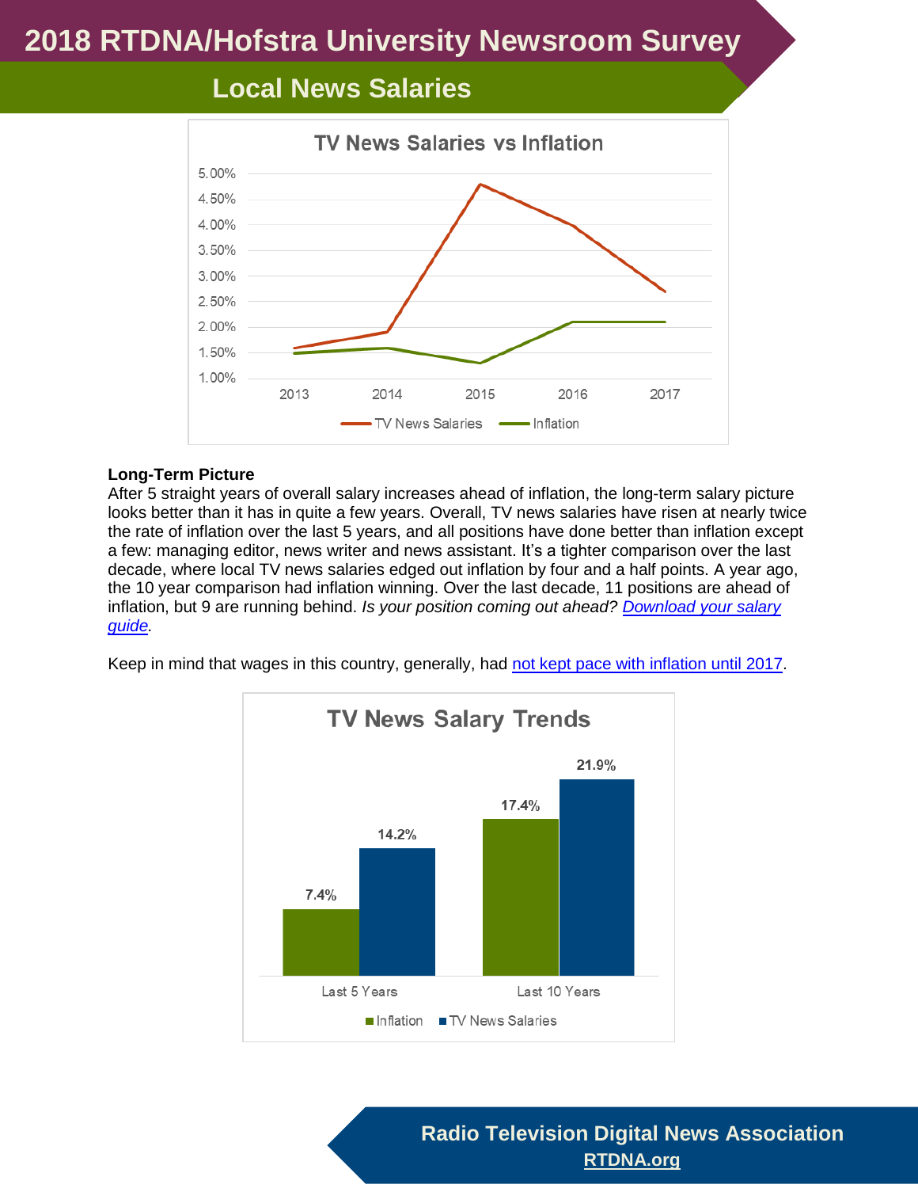# 2018 RTDNA/Hofstra University Newsroom Survey

## Local News Salaries

**TV News Salaries vs Inflation**

**Long-Term Picture**

After 5 straight years of overall salary increases ahead of inflation, the long-term salary picture looks better than it has in quite a few years. Overall, TV news salaries have risen at nearly twice the rate of inflation over the last 5 years, and all positions have done better than inflation except a few: managing editor, news writer and news assistant. It's a tighter comparison over the last decade, where local TV news salaries edged out inflation by four and a half points. A year ago, the 10 year comparison had inflation winning. Over the last decade, 11 positions are ahead of inflation, but 9 are running behind. *Is your position coming out ahead? Download your salary guide.*

Keep in mind that wages in this country, generally, had not kept pace with inflation until 2017.

**TV News Salary Trends**

| | Inflation | TV News Salaries |
|---|---|---|
| Last 5 Years | 7.4% | 14.2% |
| Last 10 Years | 17.4% | 21.9% |

Radio Television Digital News Association

RTDNA.org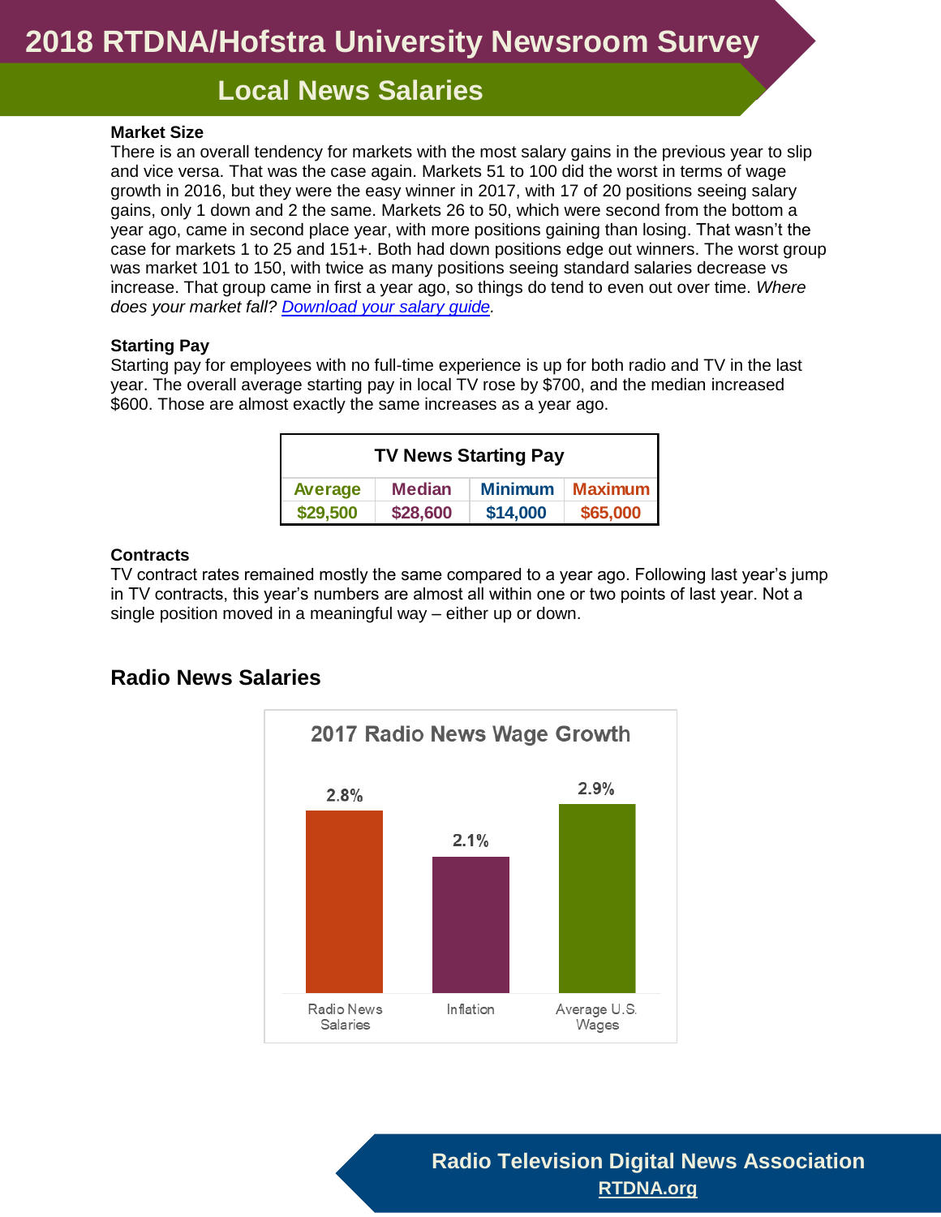# 2018 RTDNA/Hofstra University Newsroom Survey

## Local News Salaries

**Market Size**

There is an overall tendency for markets with the most salary gains in the previous year to slip and vice versa. That was the case again. Markets 51 to 100 did the worst in terms of wage growth in 2016, but they were the easy winner in 2017, with 17 of 20 positions seeing salary gains, only 1 down and 2 the same. Markets 26 to 50, which were second from the bottom a year ago, came in second place year, with more positions gaining than losing. That wasn't the case for markets 1 to 25 and 151+. Both had down positions edge out winners. The worst group was market 101 to 150, with twice as many positions seeing standard salaries decrease vs increase. That group came in first a year ago, so things do tend to even out over time. *Where does your market fall? [Download your salary guide](Download your salary guide).*

**Starting Pay**

Starting pay for employees with no full-time experience is up for both radio and TV in the last year. The overall average starting pay in local TV rose by $700, and the median increased $600. Those are almost exactly the same increases as a year ago.

| TV News Starting Pay | | | |
|---|---|---|---|
| Average | Median | Minimum | Maximum |
| $29,500 | $28,600 | $14,000 | $65,000 |

**Contracts**

TV contract rates remained mostly the same compared to a year ago. Following last year's jump in TV contracts, this year's numbers are almost all within one or two points of last year. Not a single position moved in a meaningful way – either up or down.

## Radio News Salaries

**2017 Radio News Wage Growth**

| Radio News Salaries | Inflation | Average U.S. Wages |
|---|---|---|
| 2.8% | 2.1% | 2.9% |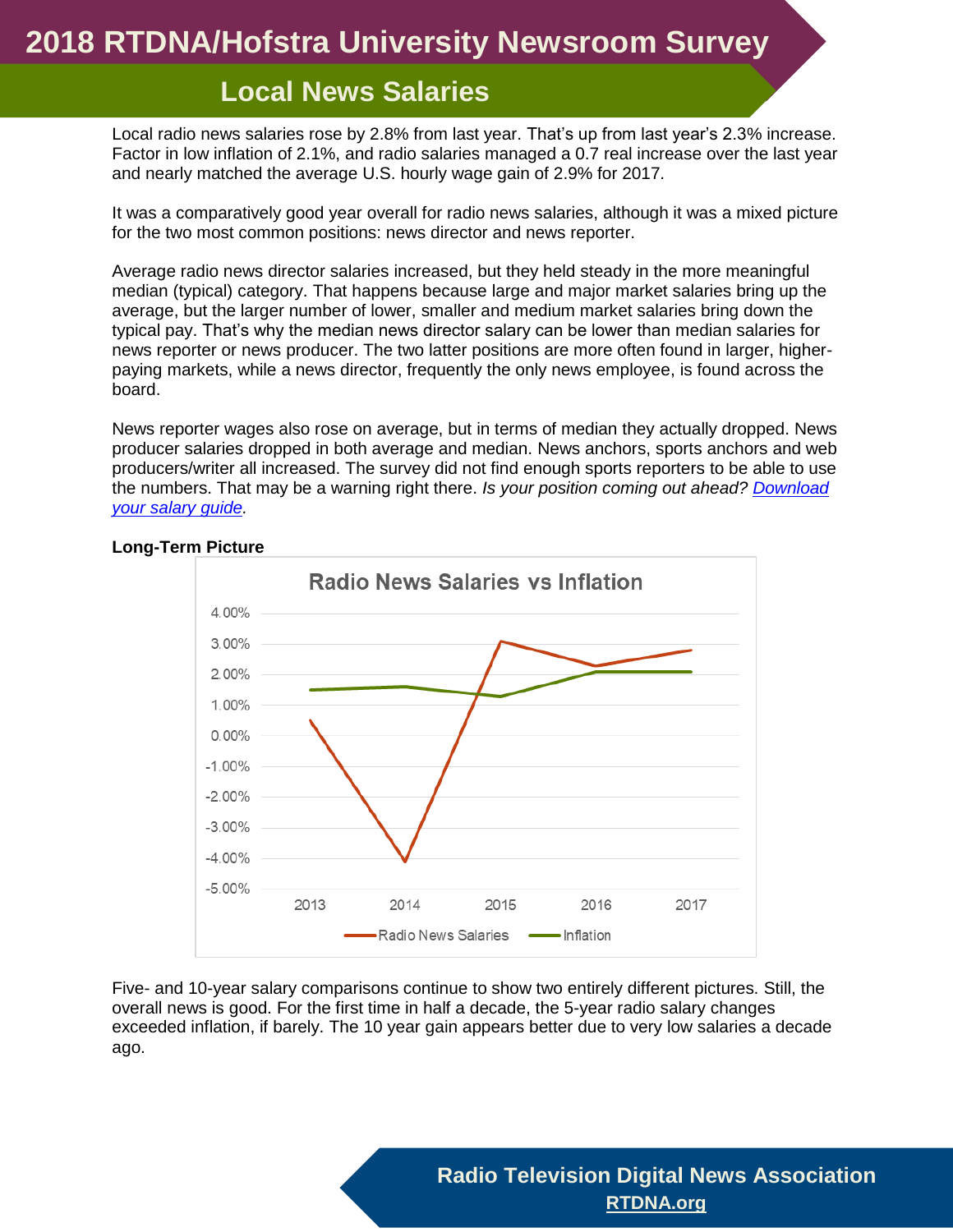# 2018 RTDNA/Hofstra University Newsroom Survey

## Local News Salaries

Local radio news salaries rose by 2.8% from last year. That's up from last year's 2.3% increase. Factor in low inflation of 2.1%, and radio salaries managed a 0.7 real increase over the last year and nearly matched the average U.S. hourly wage gain of 2.9% for 2017.

It was a comparatively good year overall for radio news salaries, although it was a mixed picture for the two most common positions: news director and news reporter.

Average radio news director salaries increased, but they held steady in the more meaningful median (typical) category. That happens because large and major market salaries bring up the average, but the larger number of lower, smaller and medium market salaries bring down the typical pay. That's why the median news director salary can be lower than median salaries for news reporter or news producer. The two latter positions are more often found in larger, higher-paying markets, while a news director, frequently the only news employee, is found across the board.

News reporter wages also rose on average, but in terms of median they actually dropped. News producer salaries dropped in both average and median. News anchors, sports anchors and web producers/writer all increased. The survey did not find enough sports reporters to be able to use the numbers. That may be a warning right there. *Is your position coming out ahead? Download your salary guide.*

**Long-Term Picture**

Radio News Salaries vs Inflation

Five- and 10-year salary comparisons continue to show two entirely different pictures. Still, the overall news is good. For the first time in half a decade, the 5-year radio salary changes exceeded inflation, if barely. The 10 year gain appears better due to very low salaries a decade ago.

Radio Television Digital News Association
RTDNA.org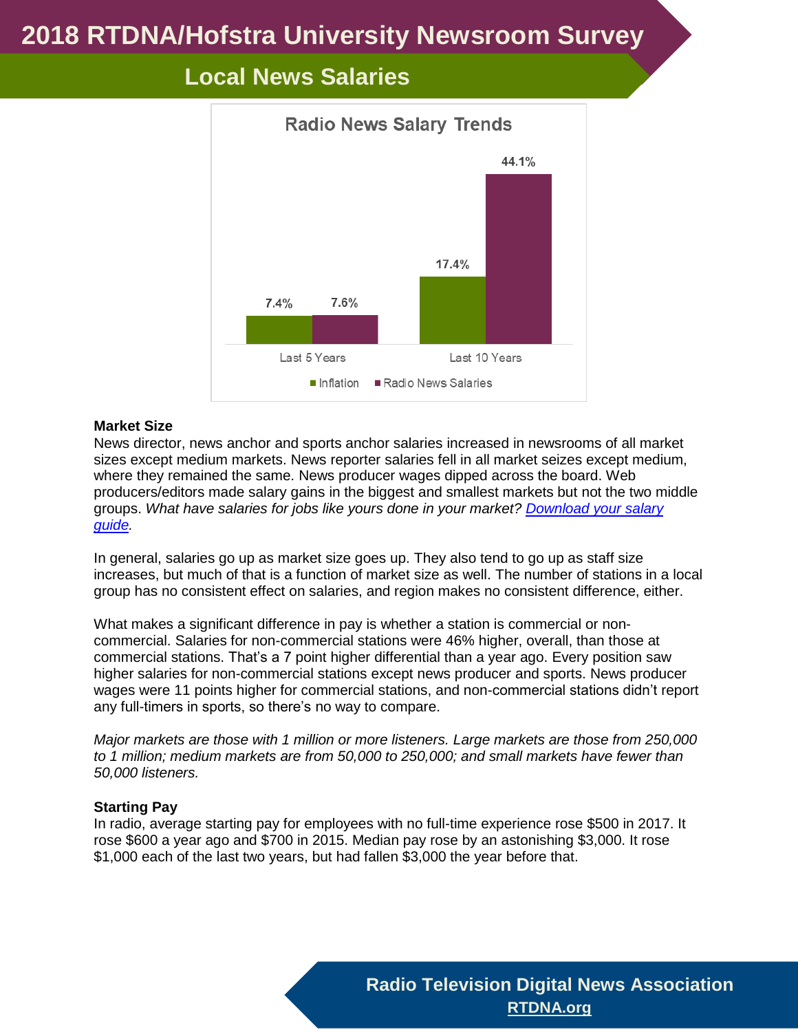# 2018 RTDNA/Hofstra University Newsroom Survey

## Local News Salaries

**Radio News Salary Trends**

| | Inflation | Radio News Salaries |
|---|---|---|
| Last 5 Years | 7.4% | 7.6% |
| Last 10 Years | 17.4% | 44.1% |

**Market Size**

News director, news anchor and sports anchor salaries increased in newsrooms of all market sizes except medium markets. News reporter salaries fell in all market seizes except medium, where they remained the same. News producer wages dipped across the board. Web producers/editors made salary gains in the biggest and smallest markets but not the two middle groups. *What have salaries for jobs like yours done in your market? Download your salary guide.*

In general, salaries go up as market size goes up. They also tend to go up as staff size increases, but much of that is a function of market size as well. The number of stations in a local group has no consistent effect on salaries, and region makes no consistent difference, either.

What makes a significant difference in pay is whether a station is commercial or non-commercial. Salaries for non-commercial stations were 46% higher, overall, than those at commercial stations. That's a 7 point higher differential than a year ago. Every position saw higher salaries for non-commercial stations except news producer and sports. News producer wages were 11 points higher for commercial stations, and non-commercial stations didn't report any full-timers in sports, so there's no way to compare.

*Major markets are those with 1 million or more listeners. Large markets are those from 250,000 to 1 million; medium markets are from 50,000 to 250,000; and small markets have fewer than 50,000 listeners.*

**Starting Pay**

In radio, average starting pay for employees with no full-time experience rose $500 in 2017. It rose $600 a year ago and $700 in 2015. Median pay rose by an astonishing $3,000. It rose $1,000 each of the last two years, but had fallen $3,000 the year before that.

**Radio Television Digital News Association**
RTDNA.org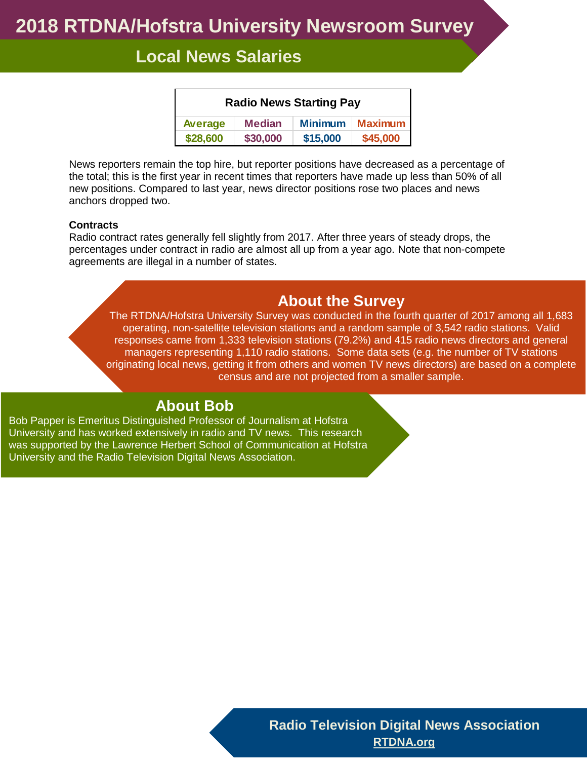# 2018 RTDNA/Hofstra University Newsroom Survey

## Local News Salaries

| Radio News Starting Pay | | | |
|---|---|---|---|
| Average | Median | Minimum | Maximum |
| $28,600 | $30,000 | $15,000 | $45,000 |

News reporters remain the top hire, but reporter positions have decreased as a percentage of the total; this is the first year in recent times that reporters have made up less than 50% of all new positions. Compared to last year, news director positions rose two places and news anchors dropped two.

**Contracts**

Radio contract rates generally fell slightly from 2017. After three years of steady drops, the percentages under contract in radio are almost all up from a year ago. Note that non-compete agreements are illegal in a number of states.

## About the Survey

The RTDNA/Hofstra University Survey was conducted in the fourth quarter of 2017 among all 1,683 operating, non-satellite television stations and a random sample of 3,542 radio stations. Valid responses came from 1,333 television stations (79.2%) and 415 radio news directors and general managers representing 1,110 radio stations. Some data sets (e.g. the number of TV stations originating local news, getting it from others and women TV news directors) are based on a complete census and are not projected from a smaller sample.

## About Bob

Bob Papper is Emeritus Distinguished Professor of Journalism at Hofstra University and has worked extensively in radio and TV news. This research was supported by the Lawrence Herbert School of Communication at Hofstra University and the Radio Television Digital News Association.

**Radio Television Digital News Association**

RTDNA.org